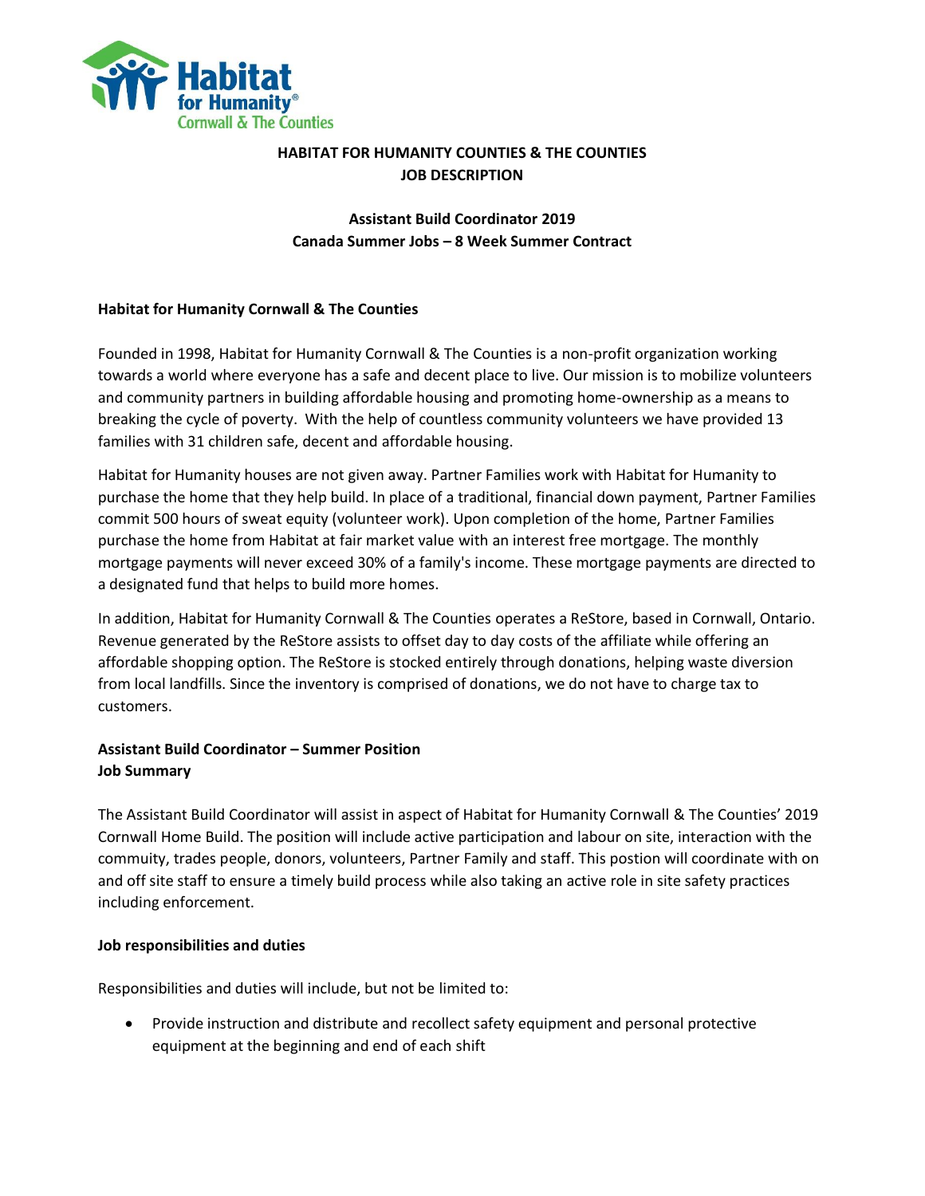**HABITAT FOR HUMANITY COUNTIES & THE COUNTIES**
**JOB DESCRIPTION**

**Assistant Build Coordinator 2019**
**Canada Summer Jobs – 8 Week Summer Contract**

### Habitat for Humanity Cornwall & The Counties

Founded in 1998, Habitat for Humanity Cornwall & The Counties is a non-profit organization working towards a world where everyone has a safe and decent place to live. Our mission is to mobilize volunteers and community partners in building affordable housing and promoting home-ownership as a means to breaking the cycle of poverty. With the help of countless community volunteers we have provided 13 families with 31 children safe, decent and affordable housing.

Habitat for Humanity houses are not given away. Partner Families work with Habitat for Humanity to purchase the home that they help build. In place of a traditional, financial down payment, Partner Families commit 500 hours of sweat equity (volunteer work). Upon completion of the home, Partner Families purchase the home from Habitat at fair market value with an interest free mortgage. The monthly mortgage payments will never exceed 30% of a family's income. These mortgage payments are directed to a designated fund that helps to build more homes.

In addition, Habitat for Humanity Cornwall & The Counties operates a ReStore, based in Cornwall, Ontario. Revenue generated by the ReStore assists to offset day to day costs of the affiliate while offering an affordable shopping option. The ReStore is stocked entirely through donations, helping waste diversion from local landfills. Since the inventory is comprised of donations, we do not have to charge tax to customers.

### Assistant Build Coordinator – Summer Position
### Job Summary

The Assistant Build Coordinator will assist in aspect of Habitat for Humanity Cornwall & The Counties' 2019 Cornwall Home Build. The position will include active participation and labour on site, interaction with the commuity, trades people, donors, volunteers, Partner Family and staff. This postion will coordinate with on and off site staff to ensure a timely build process while also taking an active role in site safety practices including enforcement.

### Job responsibilities and duties

Responsibilities and duties will include, but not be limited to:

- Provide instruction and distribute and recollect safety equipment and personal protective equipment at the beginning and end of each shift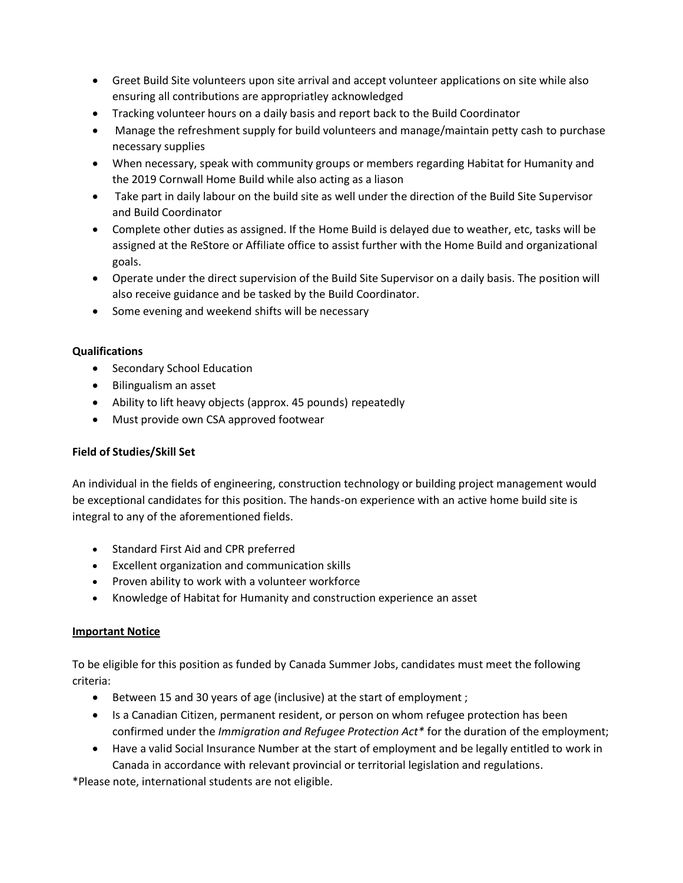- Greet Build Site volunteers upon site arrival and accept volunteer applications on site while also ensuring all contributions are appropriatley acknowledged
- Tracking volunteer hours on a daily basis and report back to the Build Coordinator
- Manage the refreshment supply for build volunteers and manage/maintain petty cash to purchase necessary supplies
- When necessary, speak with community groups or members regarding Habitat for Humanity and the 2019 Cornwall Home Build while also acting as a liason
- Take part in daily labour on the build site as well under the direction of the Build Site Supervisor and Build Coordinator
- Complete other duties as assigned. If the Home Build is delayed due to weather, etc, tasks will be assigned at the ReStore or Affiliate office to assist further with the Home Build and organizational goals.
- Operate under the direct supervision of the Build Site Supervisor on a daily basis. The position will also receive guidance and be tasked by the Build Coordinator.
- Some evening and weekend shifts will be necessary

**Qualifications**

- Secondary School Education
- Bilingualism an asset
- Ability to lift heavy objects (approx. 45 pounds) repeatedly
- Must provide own CSA approved footwear

**Field of Studies/Skill Set**

An individual in the fields of engineering, construction technology or building project management would be exceptional candidates for this position. The hands-on experience with an active home build site is integral to any of the aforementioned fields.

- Standard First Aid and CPR preferred
- Excellent organization and communication skills
- Proven ability to work with a volunteer workforce
- Knowledge of Habitat for Humanity and construction experience an asset

**<u>Important Notice</u>**

To be eligible for this position as funded by Canada Summer Jobs, candidates must meet the following criteria:

- Between 15 and 30 years of age (inclusive) at the start of employment ;
- Is a Canadian Citizen, permanent resident, or person on whom refugee protection has been confirmed under the *Immigration and Refugee Protection Act** for the duration of the employment;
- Have a valid Social Insurance Number at the start of employment and be legally entitled to work in Canada in accordance with relevant provincial or territorial legislation and regulations.

*Please note, international students are not eligible.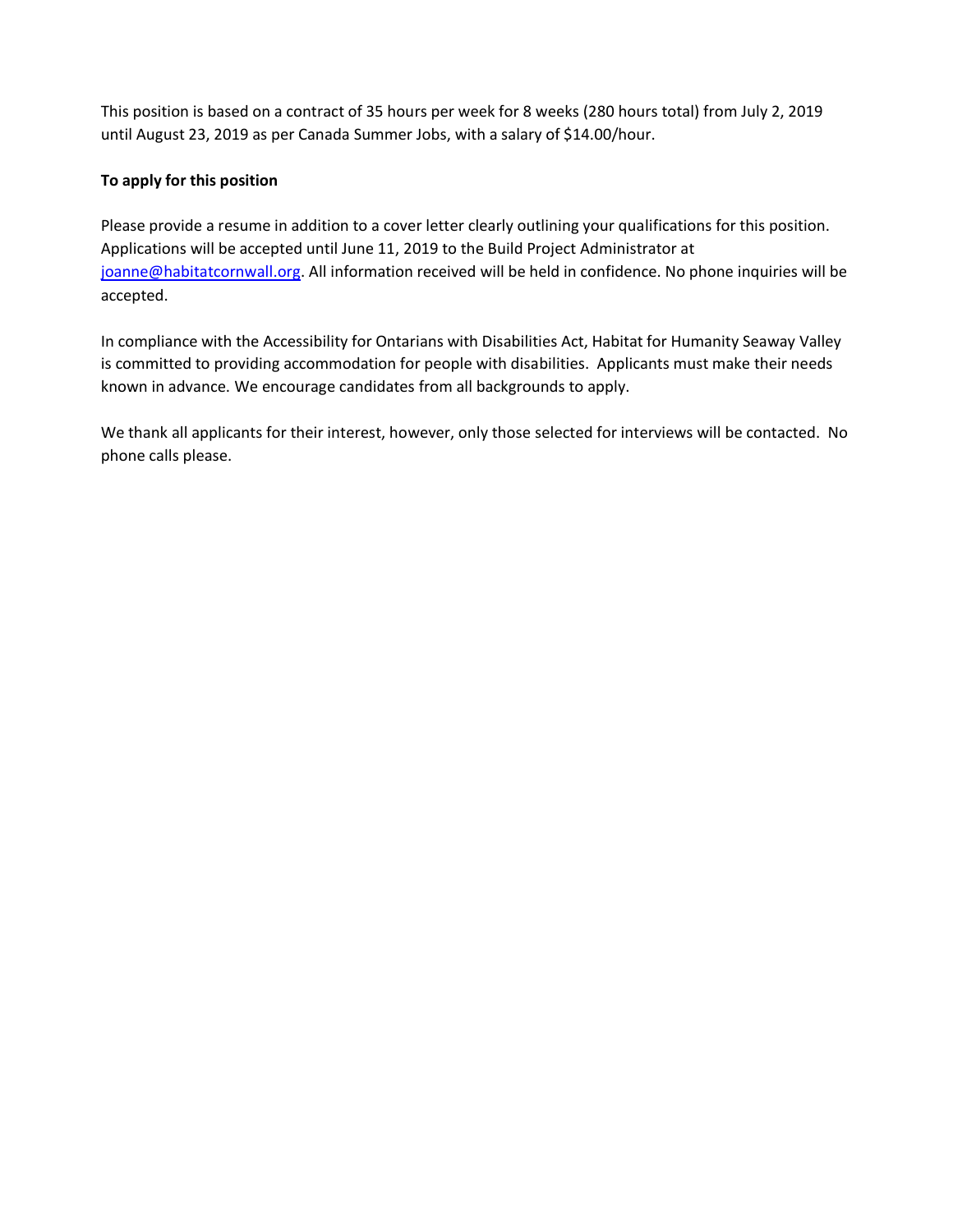This position is based on a contract of 35 hours per week for 8 weeks (280 hours total) from July 2, 2019 until August 23, 2019 as per Canada Summer Jobs, with a salary of $14.00/hour.

**To apply for this position**

Please provide a resume in addition to a cover letter clearly outlining your qualifications for this position. Applications will be accepted until June 11, 2019 to the Build Project Administrator at joanne@habitatcornwall.org. All information received will be held in confidence. No phone inquiries will be accepted.

In compliance with the Accessibility for Ontarians with Disabilities Act, Habitat for Humanity Seaway Valley is committed to providing accommodation for people with disabilities. Applicants must make their needs known in advance. We encourage candidates from all backgrounds to apply.

We thank all applicants for their interest, however, only those selected for interviews will be contacted. No phone calls please.